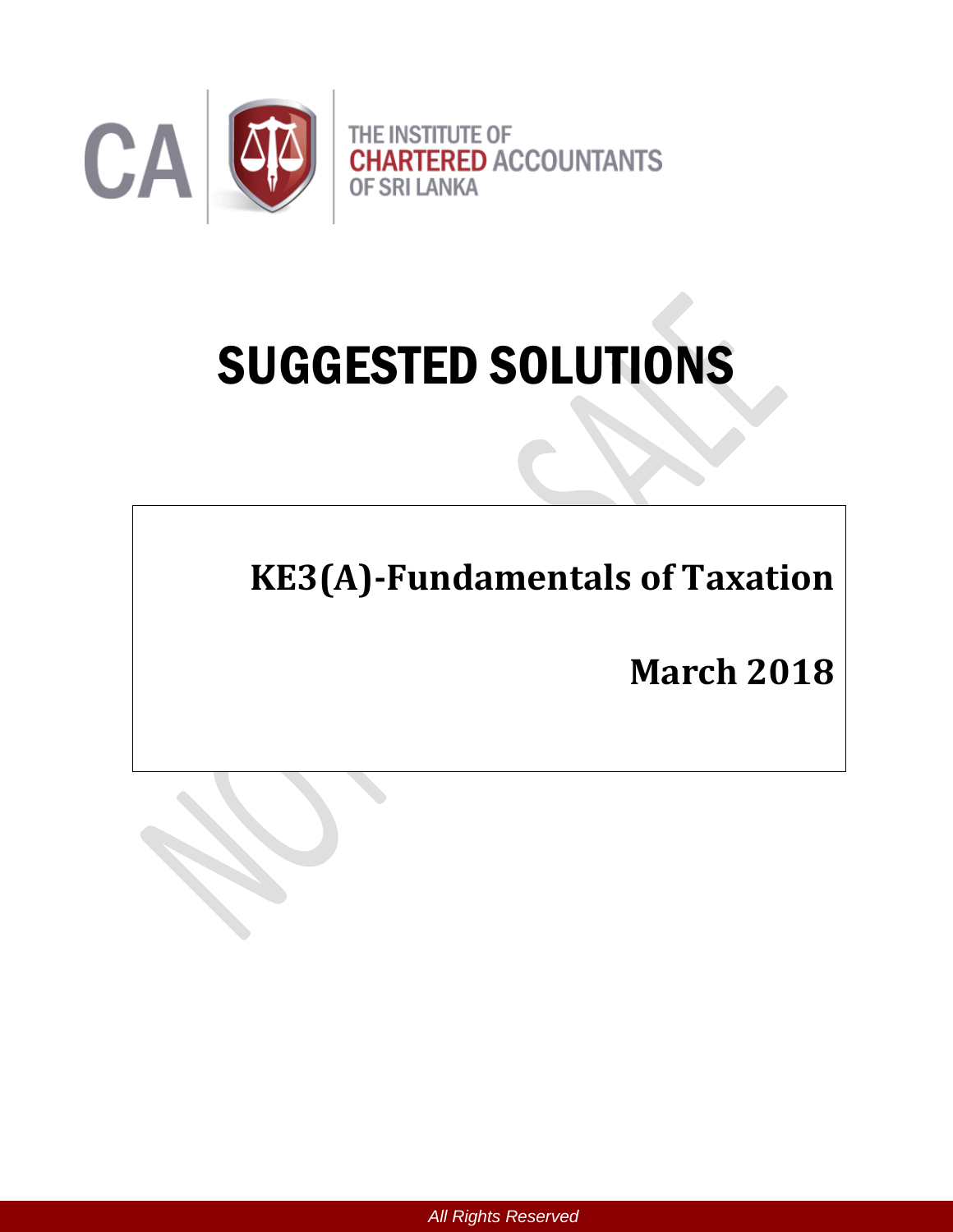THE INSTITUTE OF CHARTERED ACCOUNTANTS OF SRI LANKA

# SUGGESTED SOLUTIONS

## KE3(A)-Fundamentals of Taxation

## March 2018

All Rights Reserved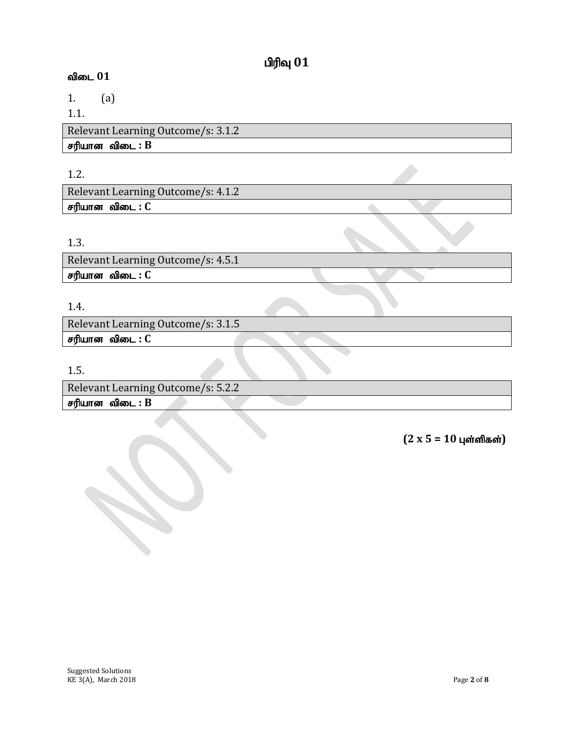# பிரிவு 01

## விடை 01

1. (a)

1.1.

| Relevant Learning Outcome/s: 3.1.2 |
| --- |
| **சரியான விடை : B** |

1.2.

| Relevant Learning Outcome/s: 4.1.2 |
| --- |
| **சரியான விடை : C** |

1.3.

| Relevant Learning Outcome/s: 4.5.1 |
| --- |
| **சரியான விடை : C** |

1.4.

| Relevant Learning Outcome/s: 3.1.5 |
| --- |
| **சரியான விடை : C** |

1.5.

| Relevant Learning Outcome/s: 5.2.2 |
| --- |
| **சரியான விடை : B** |

**(2 x 5 = 10 புள்ளிகள்)**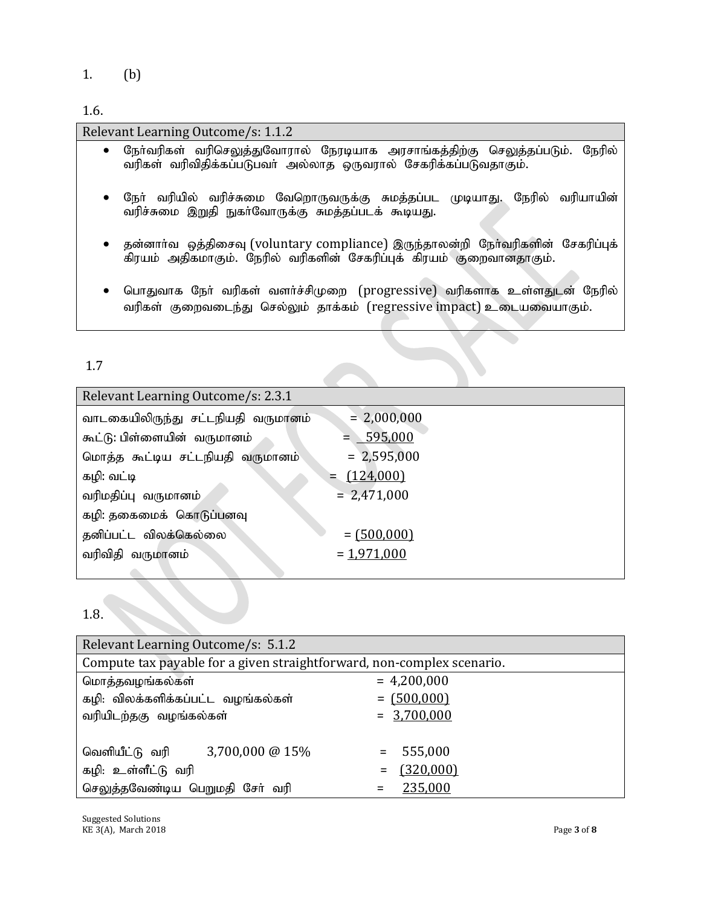1. (b)

1.6.

| Relevant Learning Outcome/s: 1.1.2 |
|---|
| • நேர்வரிகள் வரிசெலுத்துவோரால் நேரடியாக அரசாங்கத்திற்கு செலுத்தப்படும். நேரில் வரிகள் வரிவிதிக்கப்படுபவர் அல்லாத ஒருவரால் சேகரிக்கப்படுவதாகும்.<br><br>• நேர் வரியில் வரிச்சுமை வேறொருவருக்கு சுமத்தப்பட முடியாது. நேரில் வரியாயின் வரிச்சுமை இறுதி நுகர்வோருக்கு சுமத்தப்படக் கூடியது.<br><br>• தன்னார்வ ஒத்திசைவு (voluntary compliance) இருந்தாலன்றி நேர்வரிகளின் சேகரிப்புக் கிரயம் அதிகமாகும். நேரில் வரிகளின் சேகரிப்புக் கிரயம் குறைவானதாகும்.<br><br>• பொதுவாக நேர் வரிகள் வளர்ச்சிமுறை (progressive) வரிகளாக உள்ளதுடன் நேரில் வரிகள் குறைவடைந்து செல்லும் தாக்கம் (regressive impact) உடையவையாகும். |

1.7

| Relevant Learning Outcome/s: 2.3.1 | |
|---|---|
| வாடகையிலிருந்து சட்டநியதி வருமானம் | = 2,000,000 |
| கூட்டு: பிள்ளையின் வருமானம் | = 595,000 |
| மொத்த கூட்டிய சட்டநியதி வருமானம் | = 2,595,000 |
| கழி: வட்டி | = (124,000) |
| வரிமதிப்பு வருமானம் | = 2,471,000 |
| கழி: தகைமைக் கொடுப்பனவு | |
| தனிப்பட்ட விலக்கெல்லை | = (500,000) |
| வரிவிதி வருமானம் | = 1,971,000 |

1.8.

| Relevant Learning Outcome/s: 5.1.2 | | |
|---|---|---|
| Compute tax payable for a given straightforward, non-complex scenario. | | |
| மொத்தவழங்கல்கள் | | = 4,200,000 |
| கழி: விலக்களிக்கப்பட்ட வழங்கல்கள் | | = (500,000) |
| வரியிடற்தகு வழங்கல்கள் | | = 3,700,000 |
| | | |
| வெளியீட்டு வரி | 3,700,000 @ 15% | = 555,000 |
| கழி: உள்ளீட்டு வரி | | = (320,000) |
| செலுத்தவேண்டிய பெறுமதி சேர் வரி | | = 235,000 |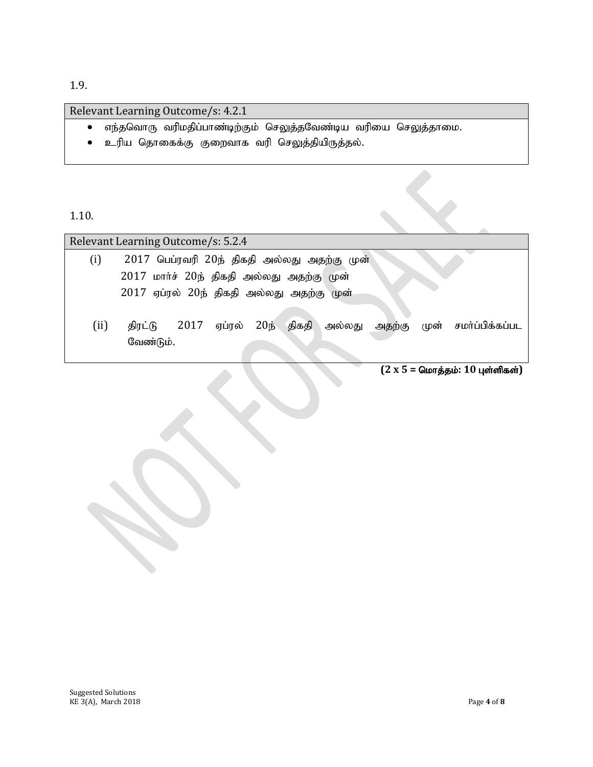1.9.

| Relevant Learning Outcome/s: 4.2.1 |
|---|
| • எந்தவொரு வரிமதிப்பாண்டிற்கும் செலுத்தவேண்டிய வரியை செலுத்தாமை.<br>• உரிய தொகைக்கு குறைவாக வரி செலுத்தியிருத்தல். |

1.10.

| Relevant Learning Outcome/s: 5.2.4 |
|---|
| (i) 2017 பெப்ரவரி 20ந் திகதி அல்லது அதற்கு முன்<br>2017 மார்ச் 20ந் திகதி அல்லது அதற்கு முன்<br>2017 ஏப்ரல் 20ந் திகதி அல்லது அதற்கு முன்<br><br>(ii) திரட்டு 2017 ஏப்ரல் 20ந் திகதி அல்லது அதற்கு முன் சமர்ப்பிக்கப்பட வேண்டும். |

**(2 x 5 = மொத்தம்: 10 புள்ளிகள்)**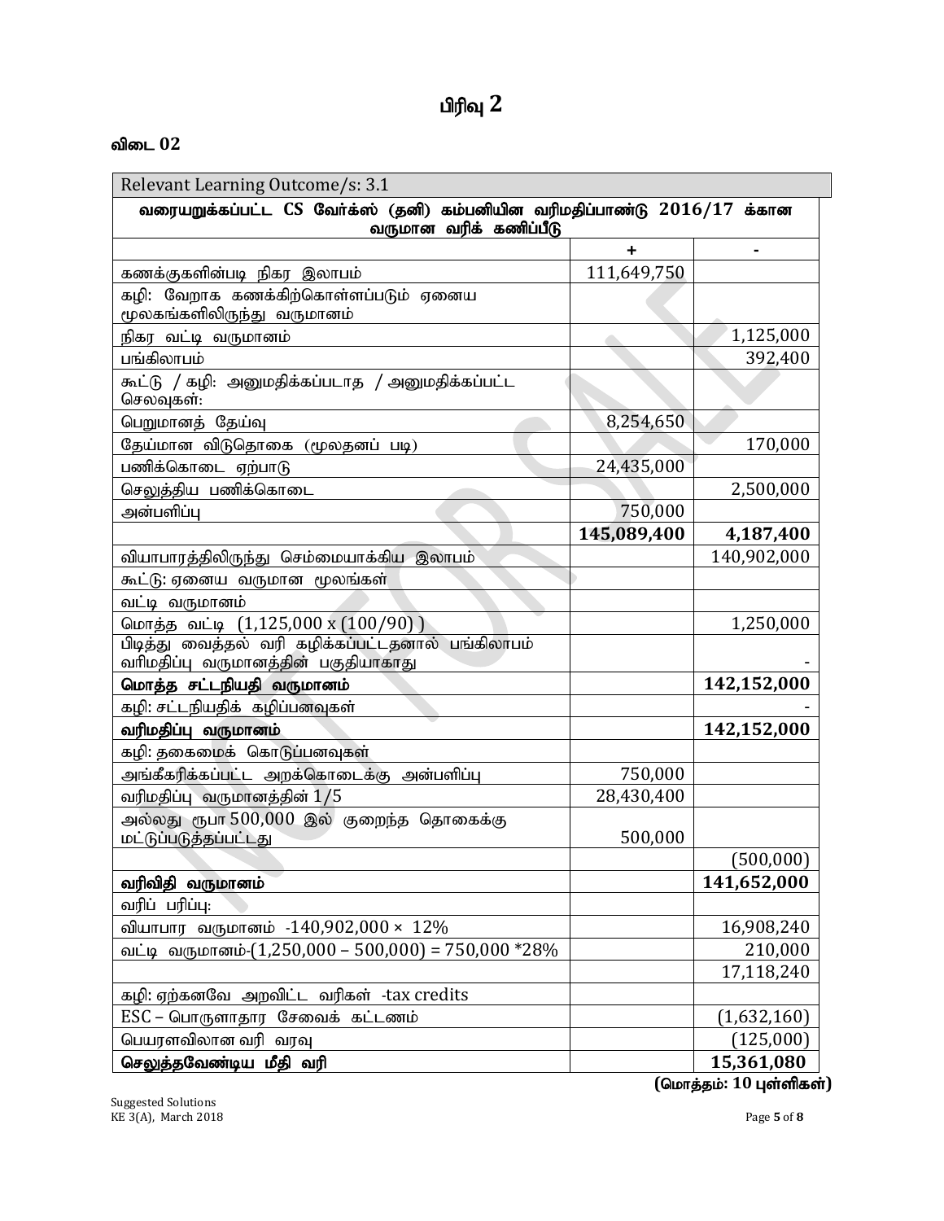# பிரிவு 2

**விடை 02**

| Relevant Learning Outcome/s: 3.1 | | |
|---|---|---|
| **வரையறுக்கப்பட்ட CS வேர்க்ஸ் (தனி) கம்பனியின வரிமதிப்பாண்டு 2016/17 க்கான வருமான வரிக் கணிப்பீடு** | | |
| | + | - |
| கணக்குகளின்படி நிகர இலாபம் | 111,649,750 | |
| கழி: வேறாக கணக்கிற்கொள்ளப்படும் ஏனைய மூலகங்களிலிருந்து வருமானம் | | |
| நிகர வட்டி வருமானம் | | 1,125,000 |
| பங்கிலாபம் | | 392,400 |
| கூட்டு / கழி: அனுமதிக்கப்படாத / அனுமதிக்கப்பட்ட செலவுகள்: | | |
| பெறுமானத் தேய்வு | 8,254,650 | |
| தேய்மான விடுதொகை (மூலதனப் படி) | | 170,000 |
| பணிக்கொடை ஏற்பாடு | 24,435,000 | |
| செலுத்திய பணிக்கொடை | | 2,500,000 |
| அன்பளிப்பு | 750,000 | |
| | **145,089,400** | **4,187,400** |
| வியாபாரத்திலிருந்து செம்மையாக்கிய இலாபம் | | 140,902,000 |
| கூட்டு: ஏனைய வருமான மூலங்கள் | | |
| வட்டி வருமானம் | | |
| மொத்த வட்டி (1,125,000 x (100/90) ) | | 1,250,000 |
| பிடித்து வைத்தல் வரி கழிக்கப்பட்டதனால் பங்கிலாபம் வரிமதிப்பு வருமானத்தின் பகுதியாகாது | | - |
| **மொத்த சட்டநியதி வருமானம்** | | **142,152,000** |
| கழி: சட்டநியதிக் கழிப்பனவுகள் | | - |
| **வரிமதிப்பு வருமானம்** | | **142,152,000** |
| கழி: தகைமைக் கொடுப்பனவுகள் | | |
| அங்கீகரிக்கப்பட்ட அறக்கொடைக்கு அன்பளிப்பு | 750,000 | |
| வரிமதிப்பு வருமானத்தின் 1/5 | 28,430,400 | |
| அல்லது ரூபா 500,000 இல் குறைந்த தொகைக்கு மட்டுப்படுத்தப்பட்டது | 500,000 | |
| | | (500,000) |
| **வரிவிதி வருமானம்** | | **141,652,000** |
| வரிப் பரிப்பு: | | |
| வியாபார வருமானம் -140,902,000 × 12% | | 16,908,240 |
| வட்டி வருமானம்-(1,250,000 – 500,000) = 750,000 *28% | | 210,000 |
| | | 17,118,240 |
| கழி: ஏற்கனவே அறவிட்ட வரிகள் -tax credits | | |
| ESC – பொருளாதார சேவைக் கட்டணம் | | (1,632,160) |
| பெயரளவிலான வரி வரவு | | (125,000) |
| **செலுத்தவேண்டிய மீதி வரி** | | **15,361,080** |

**(மொத்தம்: 10 புள்ளிகள்)**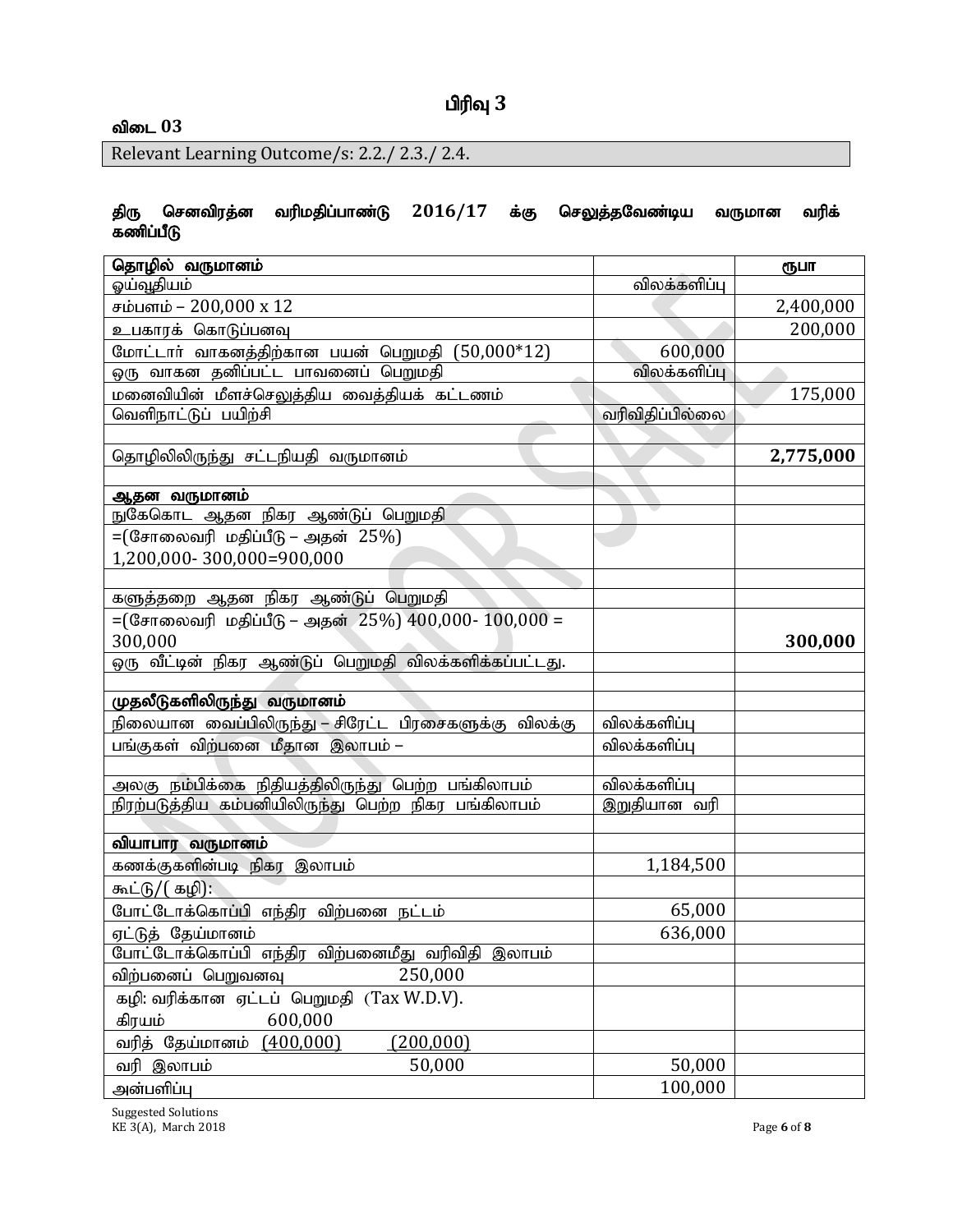## பிரிவு 3

**விடை 03**

Relevant Learning Outcome/s: 2.2./ 2.3./ 2.4.

**திரு செனவிரத்ன வரிமதிப்பாண்டு 2016/17 க்கு செலுத்தவேண்டிய வருமான வரிக் கணிப்பீடு**

| **தொழில் வருமானம்** | | **ரூபா** |
|---|---|---|
| ஓய்வூதியம் | விலக்களிப்பு | |
| சம்பளம் – 200,000 x 12 | | 2,400,000 |
| உபகாரக் கொடுப்பனவு | | 200,000 |
| மோட்டார் வாகனத்திற்கான பயன் பெறுமதி (50,000*12) | 600,000 | |
| ஒரு வாகன தனிப்பட்ட பாவனைப் பெறுமதி | விலக்களிப்பு | |
| மனைவியின் மீளச்செலுத்திய வைத்தியக் கட்டணம் | | 175,000 |
| வெளிநாட்டுப் பயிற்சி | வரிவிதிப்பில்லை | |
| | | |
| தொழிலிலிருந்து சட்டநியதி வருமானம் | | **2,775,000** |
| | | |
| **ஆதன வருமானம்** | | |
| நுகேகொட ஆதன நிகர ஆண்டுப் பெறுமதி | | |
| =(சோலைவரி மதிப்பீடு – அதன் 25%) 1,200,000- 300,000=900,000 | | |
| | | |
| களுத்தறை ஆதன நிகர ஆண்டுப் பெறுமதி | | |
| =(சோலைவரி மதிப்பீடு – அதன் 25%) 400,000- 100,000 = 300,000 | | **300,000** |
| ஒரு வீட்டின் நிகர ஆண்டுப் பெறுமதி விலக்களிக்கப்பட்டது. | | |
| | | |
| **முதலீடுகளிலிருந்து வருமானம்** | | |
| நிலையான வைப்பிலிருந்து – சிரேட்ட பிரசைகளுக்கு விலக்கு | விலக்களிப்பு | |
| பங்குகள் விற்பனை மீதான இலாபம் – | விலக்களிப்பு | |
| | | |
| அலகு நம்பிக்கை நிதியத்திலிருந்து பெற்ற பங்கிலாபம் | விலக்களிப்பு | |
| நிரற்படுத்திய கம்பனியிலிருந்து பெற்ற நிகர பங்கிலாபம் | இறுதியான வரி | |
| | | |
| **வியாபார வருமானம்** | | |
| கணக்குகளின்படி நிகர இலாபம் | 1,184,500 | |
| கூட்டு/( கழி): | | |
| போட்டோக்கொப்பி எந்திர விற்பனை நட்டம் | 65,000 | |
| ஏட்டுத் தேய்மானம் | 636,000 | |
| போட்டோக்கொப்பி எந்திர விற்பனைமீது வரிவிதி இலாபம் | | |
| விற்பனைப் பெறுவனவு 250,000 | | |
| கழி: வரிக்கான ஏட்டப் பெறுமதி (Tax W.D.V). | | |
| கிரயம் 600,000 | | |
| வரித் தேய்மானம் (400,000) (200,000) | | |
| வரி இலாபம் 50,000 | 50,000 | |
| அன்பளிப்பு | 100,000 | |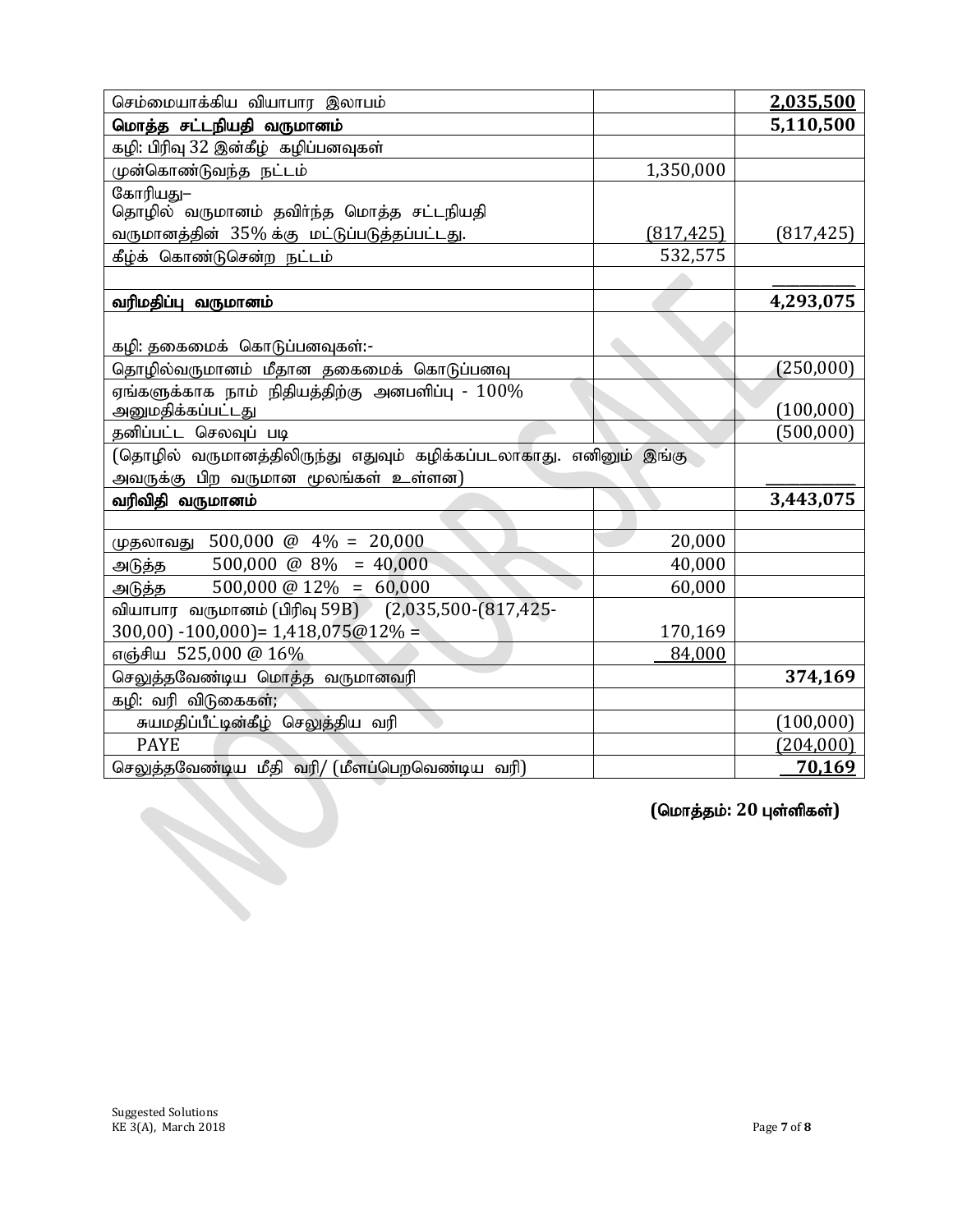| | | |
|---|---|---|
| செம்மையாக்கிய வியாபார இலாபம் | | **2,035,500** |
| **மொத்த சட்டநியதி வருமானம்** | | **5,110,500** |
| கழி: பிரிவு 32 இன்கீழ் கழிப்பனவுகள் | | |
| முன்கொண்டுவந்த நட்டம் | 1,350,000 | |
| கோரியது–<br>தொழில் வருமானம் தவிர்ந்த மொத்த சட்டநியதி வருமானத்தின் 35% க்கு மட்டுப்படுத்தப்பட்டது. | (817,425) | (817,425) |
| கீழ்க் கொண்டுசென்ற நட்டம் | 532,575 | |
| | | |
| **வரிமதிப்பு வருமானம்** | | **4,293,075** |
| கழி: தகைமைக் கொடுப்பனவுகள்:- | | |
| தொழில்வருமானம் மீதான தகைமைக் கொடுப்பனவு | | (250,000) |
| ஏங்களுக்காக நாம் நிதியத்திற்கு அனபளிப்பு - 100% அனுமதிக்கப்பட்டது | | (100,000) |
| தனிப்பட்ட செலவுப் படி | | (500,000) |
| (தொழில் வருமானத்திலிருந்து எதுவும் கழிக்கப்படலாகாது. எனினும் இங்கு அவருக்கு பிற வருமான மூலங்கள் உள்ளன) | | |
| **வரிவிதி வருமானம்** | | **3,443,075** |
| | | |
| முதலாவது 500,000 @ 4% = 20,000 | 20,000 | |
| அடுத்த 500,000 @ 8% = 40,000 | 40,000 | |
| அடுத்த 500,000 @ 12% = 60,000 | 60,000 | |
| வியாபார வருமானம் (பிரிவு 59B) (2,035,500-(817,425-300,00) -100,000)= 1,418,075@12% = | 170,169 | |
| எஞ்சிய 525,000 @ 16% | 84,000 | |
| செலுத்தவேண்டிய மொத்த வருமானவரி | | **374,169** |
| கழி: வரி விடுகைகள்; | | |
| சுயமதிப்பீட்டின்கீழ் செலுத்திய வரி | | (100,000) |
| PAYE | | (204,000) |
| செலுத்தவேண்டிய மீதி வரி/ (மீளப்பெறவெண்டிய வரி) | | **70,169** |

**(மொத்தம்: 20 புள்ளிகள்)**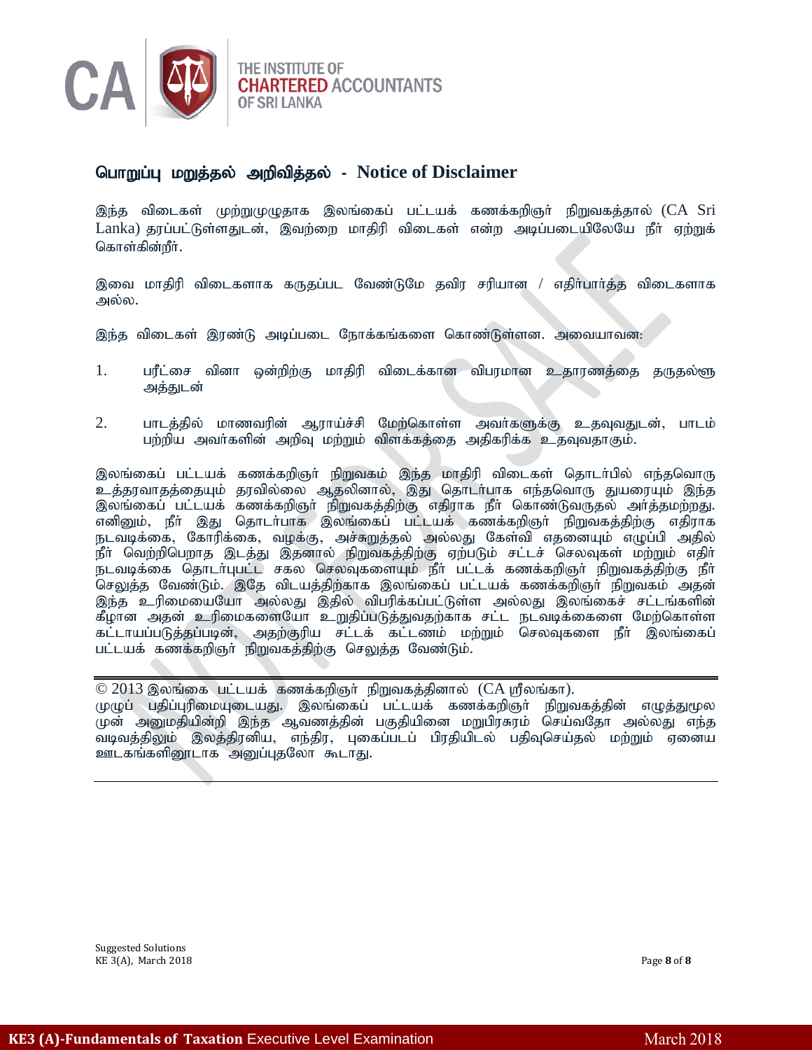## பொறுப்பு மறுத்தல் அறிவித்தல் - Notice of Disclaimer

இந்த விடைகள் முற்றுமுழுதாக இலங்கைப் பட்டயக் கணக்கறிஞர் நிறுவகத்தால் (CA Sri Lanka) தரப்பட்டுள்ளதுடன், இவற்றை மாதிரி விடைகள் என்ற அடிப்படையிலேயே நீர் ஏற்றுக் கொள்கின்றீர்.

இவை மாதிரி விடைகளாக கருதப்பட வேண்டுமே தவிர சரியான / எதிர்பார்த்த விடைகளாக அல்ல.

இந்த விடைகள் இரண்டு அடிப்படை நோக்கங்களை கொண்டுள்ளன. அவையாவன:

1. பரீட்சை வினா ஒன்றிற்கு மாதிரி விடைக்கான விபரமான உதாரணத்தை தருதலுடன் அத்துடன்

2. பாடத்தில் மாணவரின் ஆராய்ச்சி மேற்கொள்ள அவர்களுக்கு உதவுவதுடன், பாடம் பற்றிய அவர்களின் அறிவு மற்றும் விளக்கத்தை அதிகரிக்க உதவுவதாகும்.

இலங்கைப் பட்டயக் கணக்கறிஞர் நிறுவகம் இந்த மாதிரி விடைகள் தொடர்பில் எந்தவொரு உத்தரவாதத்தையும் தரவில்லை ஆதலினால், இது தொடர்பாக எந்தவொரு துயரையும் இந்த இலங்கைப் பட்டயக் கணக்கறிஞர் நிறுவகத்திற்கு எதிராக நீர் கொண்டுவருதல் அர்த்தமற்றது. எனினும், நீர் இது தொடர்பாக இலங்கைப் பட்டயக் கணக்கறிஞர் நிறுவகத்திற்கு எதிராக நடவடிக்கை, கோரிக்கை, வழக்கு, அச்சுறுத்தல் அல்லது கேள்வி எதனையும் எழுப்பி அதில் நீர் வெற்றிபெறாத இடத்து இதனால் நிறுவகத்திற்கு ஏற்படும் சட்டச் செலவுகள் மற்றும் எதிர் நடவடிக்கை தொடர்புபட்ட சகல செலவுகளையும் நீர் பட்டக் கணக்கறிஞர் நிறுவகத்திற்கு நீர் செலுத்த வேண்டும். இதே விடயத்திற்காக இலங்கைப் பட்டயக் கணக்கறிஞர் நிறுவகம் அதன் இந்த உரிமையையோ அல்லது இதில் விபரிக்கப்பட்டுள்ள அல்லது இலங்கைச் சட்டங்களின் கீழான அதன் உரிமைகளையோ உறுதிப்படுத்துவதற்காக சட்ட நடவடிக்கைகளை மேற்கொள்ள கட்டாயப்படுத்தப்படின், அதற்குரிய சட்டக் கட்டணம் மற்றும் செலவுகளை நீர் இலங்கைப் பட்டயக் கணக்கறிஞர் நிறுவகத்திற்கு செலுத்த வேண்டும்.

---

© 2013 இலங்கை பட்டயக் கணக்கறிஞர் நிறுவகத்தினால் (CA ஸ்ரீலங்கா).
முழுப் பதிப்புரிமையுடையது. இலங்கைப் பட்டயக் கணக்கறிஞர் நிறுவகத்தின் எழுத்துமூல முன் அனுமதியின்றி இந்த ஆவணத்தின் பகுதியினை மறுபிரசுரம் செய்வதோ அல்லது எந்த வடிவத்திலும் இலத்திரனிய, எந்திர, புகைப்படப் பிரதியிடல் பதிவுசெய்தல் மற்றும் ஏனைய ஊடகங்களினூடாக அனுப்புதலோ கூடாது.

---